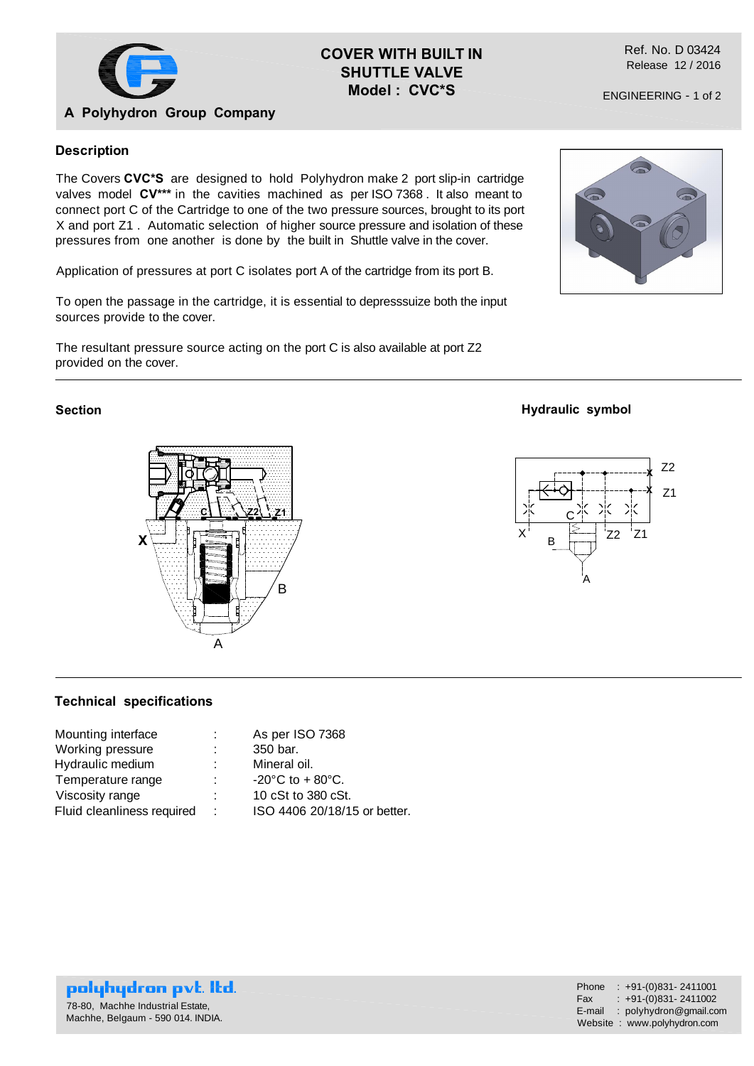# COVER WITH BUILT IN SHUTTLE VALVE
## Model : CVC*S

A Polyhydron Group Company

Ref. No. D 03424
Release 12 / 2016

### Description

The Covers **CVC*S** are designed to hold Polyhydron make 2 port slip-in cartridge valves model **CV*** ** in the cavities machined as per ISO 7368 . It also meant to connect port C of the Cartridge to one of the two pressure sources, brought to its port X and port Z1 . Automatic selection of higher source pressure and isolation of these pressures from one another is done by the built in Shuttle valve in the cover.

Application of pressures at port C isolates port A of the cartridge from its port B.

To open the passage in the cartridge, it is essential to depresssuize both the input sources provide to the cover.

The resultant pressure source acting on the port C is also available at port Z2 provided on the cover.

### Section

### Hydraulic symbol

### Technical specifications

| | | |
|---|---|---|
| Mounting interface | : | As per ISO 7368 |
| Working pressure | : | 350 bar. |
| Hydraulic medium | : | Mineral oil. |
| Temperature range | : | -20°C to + 80°C. |
| Viscosity range | : | 10 cSt to 380 cSt. |
| Fluid cleanliness required | : | ISO 4406 20/18/15 or better. |

**polyhydron pvt. ltd.**
78-80, Machhe Industrial Estate,
Machhe, Belgaum - 590 014. INDIA.

Phone : +91-(0)831- 2411001
Fax : +91-(0)831- 2411002
E-mail : polyhydron@gmail.com
Website : www.polyhydron.com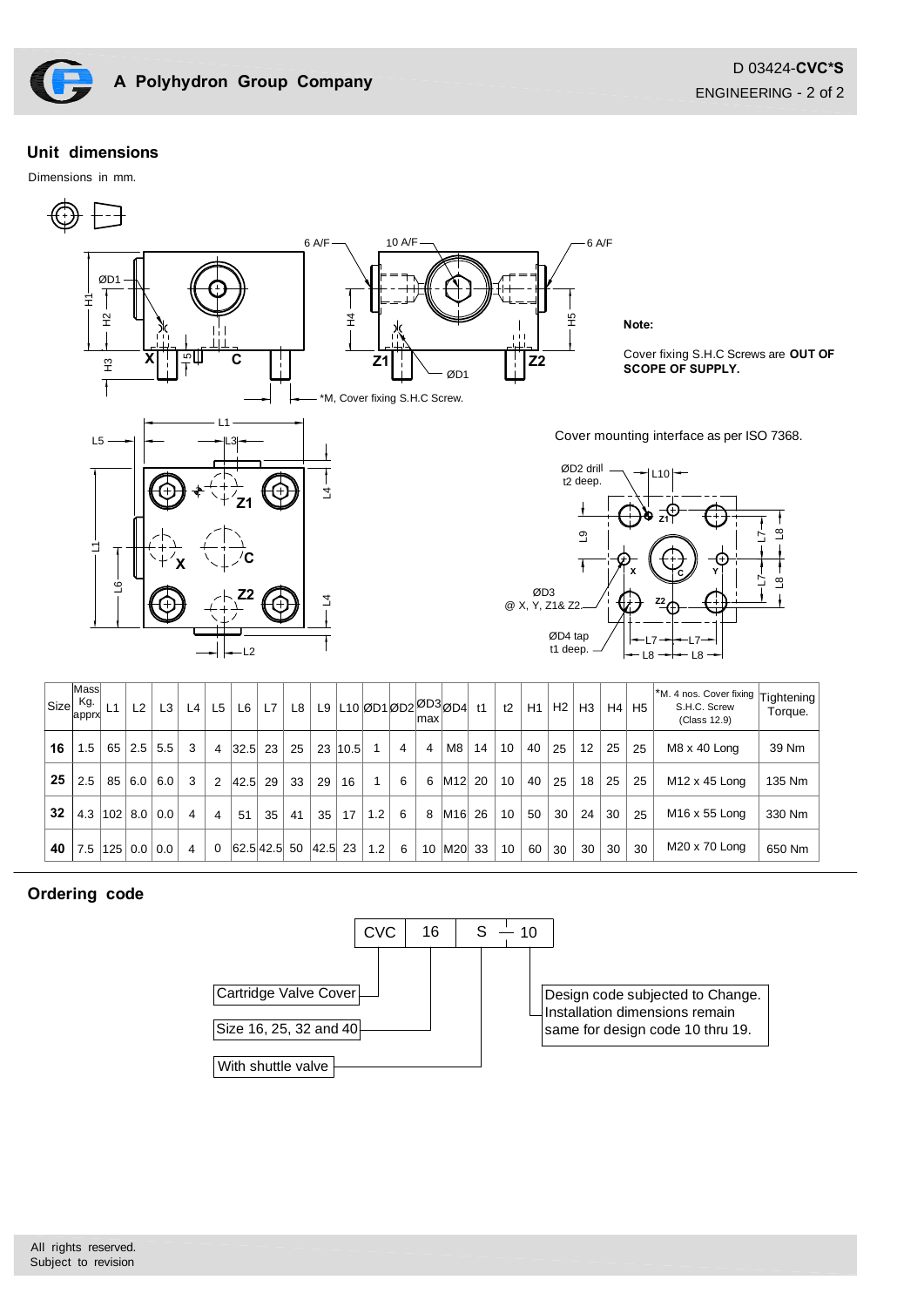## Unit dimensions

Dimensions in mm.

Note:

Cover fixing S.H.C Screws are **OUT OF SCOPE OF SUPPLY.**

Cover mounting interface as per ISO 7368.

| Size | Mass Kg. apprx | L1 | L2 | L3 | L4 | L5 | L6 | L7 | L8 | L9 | L10 | ØD1 | ØD2 | ØD3 max | ØD4 | t1 | t2 | H1 | H2 | H3 | H4 | H5 | *M. 4 nos. Cover fixing S.H.C. Screw (Class 12.9) | Tightening Torque. |
|---|---|---|---|---|---|---|---|---|---|---|---|---|---|---|---|---|---|---|---|---|---|---|---|---|
| **16** | 1.5 | 65 | 2.5 | 5.5 | 3 | 4 | 32.5 | 23 | 25 | 23 | 10.5 | 1 | 4 | 4 | M8 | 14 | 10 | 40 | 25 | 12 | 25 | 25 | M8 x 40 Long | 39 Nm |
| **25** | 2.5 | 85 | 6.0 | 6.0 | 3 | 2 | 42.5 | 29 | 33 | 29 | 16 | 1 | 6 | 6 | M12 | 20 | 10 | 40 | 25 | 18 | 25 | 25 | M12 x 45 Long | 135 Nm |
| **32** | 4.3 | 102 | 8.0 | 0.0 | 4 | 4 | 51 | 35 | 41 | 35 | 17 | 1.2 | 6 | 8 | M16 | 26 | 10 | 50 | 30 | 24 | 30 | 25 | M16 x 55 Long | 330 Nm |
| **40** | 7.5 | 125 | 0.0 | 0.0 | 4 | 0 | 62.5 | 42.5 | 50 | 42.5 | 23 | 1.2 | 6 | 10 | M20 | 33 | 10 | 60 | 30 | 30 | 30 | 30 | M20 x 70 Long | 650 Nm |

## Ordering code

CVC | 16 | S — 10

- CVC: Cartridge Valve Cover
- 16: Size 16, 25, 32 and 40
- S: With shuttle valve
- 10: Design code subjected to Change. Installation dimensions remain same for design code 10 thru 19.

All rights reserved.
Subject to revision